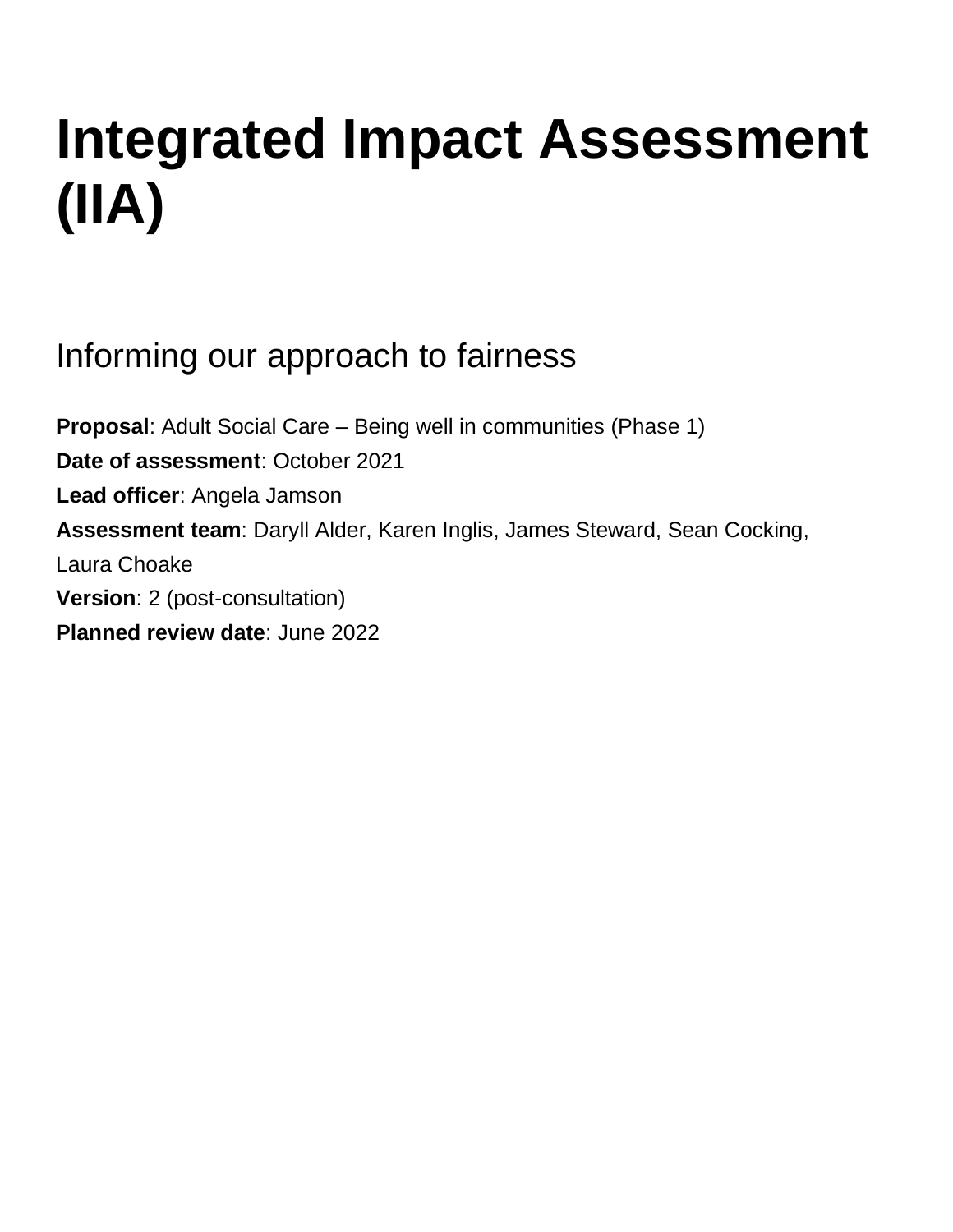# Integrated Impact Assessment (IIA)

## Informing our approach to fairness

**Proposal**: Adult Social Care – Being well in communities (Phase 1)
**Date of assessment**: October 2021
**Lead officer**: Angela Jamson
**Assessment team**: Daryll Alder, Karen Inglis, James Steward, Sean Cocking, Laura Choake
**Version**: 2 (post-consultation)
**Planned review date**: June 2022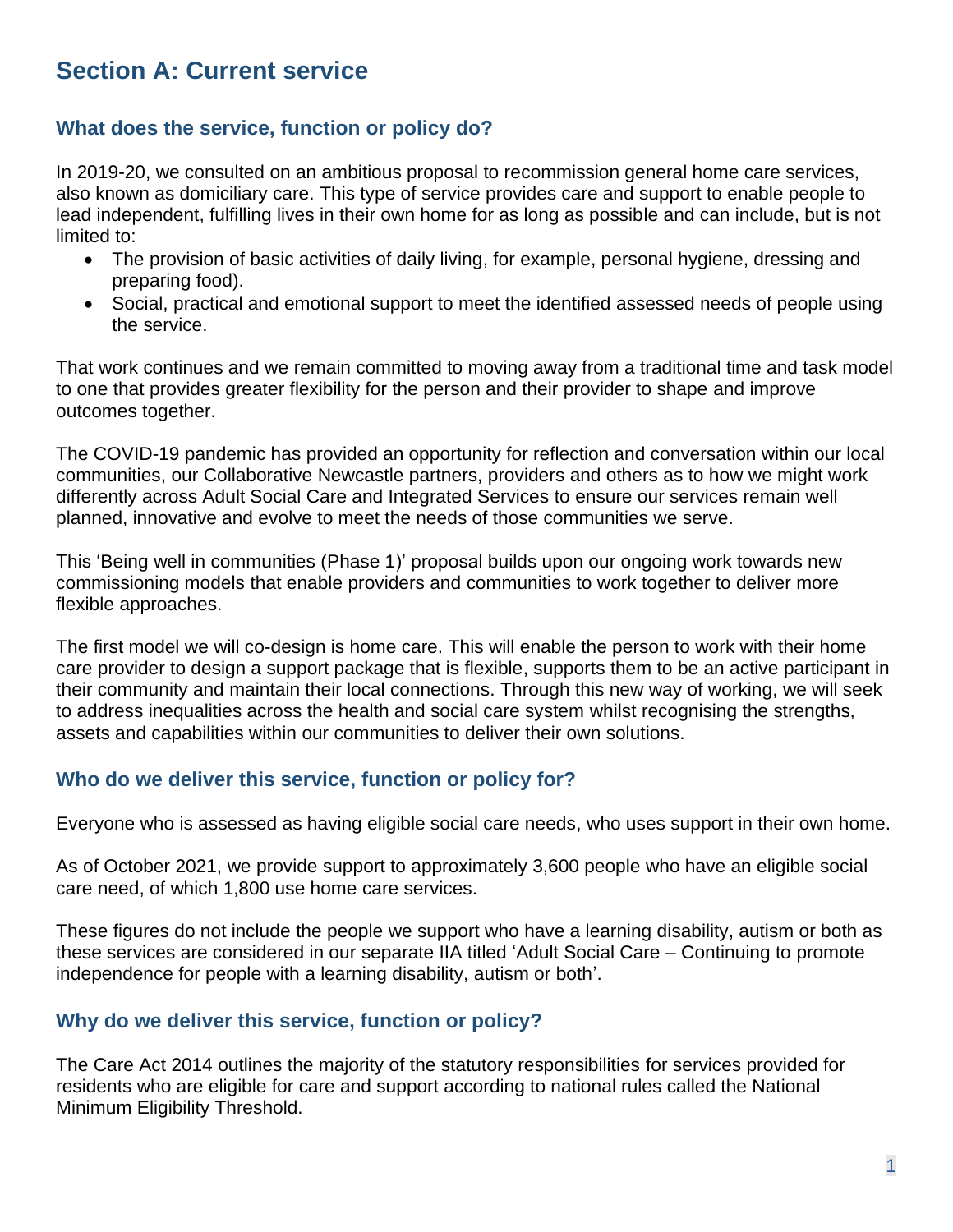# Section A: Current service

## What does the service, function or policy do?

In 2019-20, we consulted on an ambitious proposal to recommission general home care services, also known as domiciliary care. This type of service provides care and support to enable people to lead independent, fulfilling lives in their own home for as long as possible and can include, but is not limited to:

- The provision of basic activities of daily living, for example, personal hygiene, dressing and preparing food).
- Social, practical and emotional support to meet the identified assessed needs of people using the service.

That work continues and we remain committed to moving away from a traditional time and task model to one that provides greater flexibility for the person and their provider to shape and improve outcomes together.

The COVID-19 pandemic has provided an opportunity for reflection and conversation within our local communities, our Collaborative Newcastle partners, providers and others as to how we might work differently across Adult Social Care and Integrated Services to ensure our services remain well planned, innovative and evolve to meet the needs of those communities we serve.

This 'Being well in communities (Phase 1)' proposal builds upon our ongoing work towards new commissioning models that enable providers and communities to work together to deliver more flexible approaches.

The first model we will co-design is home care. This will enable the person to work with their home care provider to design a support package that is flexible, supports them to be an active participant in their community and maintain their local connections. Through this new way of working, we will seek to address inequalities across the health and social care system whilst recognising the strengths, assets and capabilities within our communities to deliver their own solutions.

## Who do we deliver this service, function or policy for?

Everyone who is assessed as having eligible social care needs, who uses support in their own home.

As of October 2021, we provide support to approximately 3,600 people who have an eligible social care need, of which 1,800 use home care services.

These figures do not include the people we support who have a learning disability, autism or both as these services are considered in our separate IIA titled 'Adult Social Care – Continuing to promote independence for people with a learning disability, autism or both'.

## Why do we deliver this service, function or policy?

The Care Act 2014 outlines the majority of the statutory responsibilities for services provided for residents who are eligible for care and support according to national rules called the National Minimum Eligibility Threshold.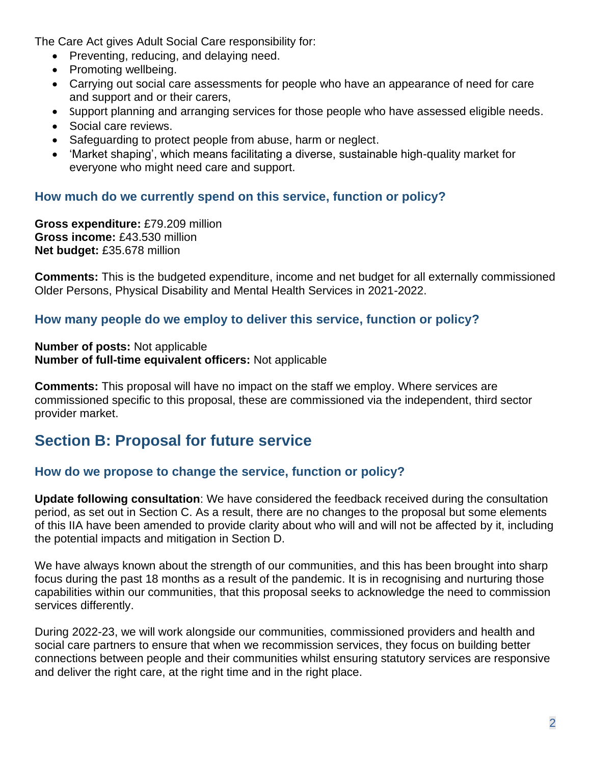The Care Act gives Adult Social Care responsibility for:

- Preventing, reducing, and delaying need.
- Promoting wellbeing.
- Carrying out social care assessments for people who have an appearance of need for care and support and or their carers,
- Support planning and arranging services for those people who have assessed eligible needs.
- Social care reviews.
- Safeguarding to protect people from abuse, harm or neglect.
- 'Market shaping', which means facilitating a diverse, sustainable high-quality market for everyone who might need care and support.

### How much do we currently spend on this service, function or policy?

**Gross expenditure:** £79.209 million
**Gross income:** £43.530 million
**Net budget:** £35.678 million

**Comments:** This is the budgeted expenditure, income and net budget for all externally commissioned Older Persons, Physical Disability and Mental Health Services in 2021-2022.

### How many people do we employ to deliver this service, function or policy?

**Number of posts:** Not applicable
**Number of full-time equivalent officers:** Not applicable

**Comments:** This proposal will have no impact on the staff we employ. Where services are commissioned specific to this proposal, these are commissioned via the independent, third sector provider market.

## Section B: Proposal for future service

### How do we propose to change the service, function or policy?

**Update following consultation**: We have considered the feedback received during the consultation period, as set out in Section C. As a result, there are no changes to the proposal but some elements of this IIA have been amended to provide clarity about who will and will not be affected by it, including the potential impacts and mitigation in Section D.

We have always known about the strength of our communities, and this has been brought into sharp focus during the past 18 months as a result of the pandemic. It is in recognising and nurturing those capabilities within our communities, that this proposal seeks to acknowledge the need to commission services differently.

During 2022-23, we will work alongside our communities, commissioned providers and health and social care partners to ensure that when we recommission services, they focus on building better connections between people and their communities whilst ensuring statutory services are responsive and deliver the right care, at the right time and in the right place.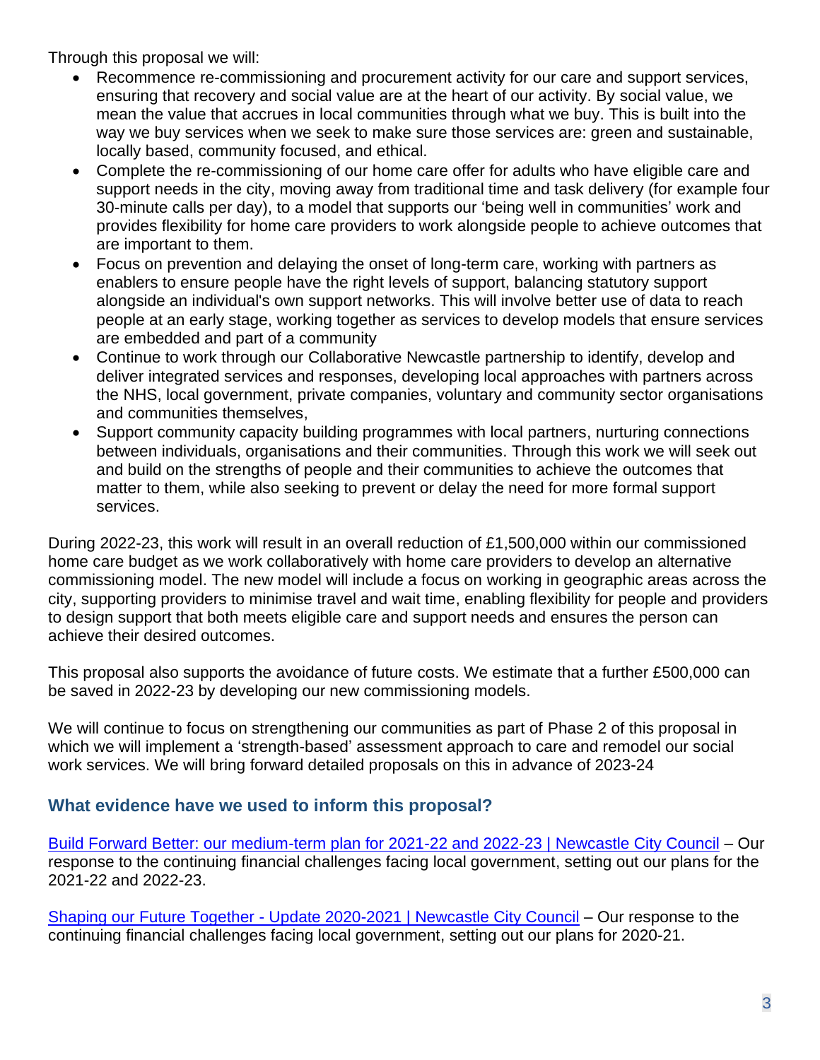Through this proposal we will:

- Recommence re-commissioning and procurement activity for our care and support services, ensuring that recovery and social value are at the heart of our activity. By social value, we mean the value that accrues in local communities through what we buy. This is built into the way we buy services when we seek to make sure those services are: green and sustainable, locally based, community focused, and ethical.
- Complete the re-commissioning of our home care offer for adults who have eligible care and support needs in the city, moving away from traditional time and task delivery (for example four 30-minute calls per day), to a model that supports our 'being well in communities' work and provides flexibility for home care providers to work alongside people to achieve outcomes that are important to them.
- Focus on prevention and delaying the onset of long-term care, working with partners as enablers to ensure people have the right levels of support, balancing statutory support alongside an individual's own support networks. This will involve better use of data to reach people at an early stage, working together as services to develop models that ensure services are embedded and part of a community
- Continue to work through our Collaborative Newcastle partnership to identify, develop and deliver integrated services and responses, developing local approaches with partners across the NHS, local government, private companies, voluntary and community sector organisations and communities themselves,
- Support community capacity building programmes with local partners, nurturing connections between individuals, organisations and their communities. Through this work we will seek out and build on the strengths of people and their communities to achieve the outcomes that matter to them, while also seeking to prevent or delay the need for more formal support services.

During 2022-23, this work will result in an overall reduction of £1,500,000 within our commissioned home care budget as we work collaboratively with home care providers to develop an alternative commissioning model. The new model will include a focus on working in geographic areas across the city, supporting providers to minimise travel and wait time, enabling flexibility for people and providers to design support that both meets eligible care and support needs and ensures the person can achieve their desired outcomes.

This proposal also supports the avoidance of future costs. We estimate that a further £500,000 can be saved in 2022-23 by developing our new commissioning models.

We will continue to focus on strengthening our communities as part of Phase 2 of this proposal in which we will implement a 'strength-based' assessment approach to care and remodel our social work services. We will bring forward detailed proposals on this in advance of 2023-24

## What evidence have we used to inform this proposal?

Build Forward Better: our medium-term plan for 2021-22 and 2022-23 | Newcastle City Council – Our response to the continuing financial challenges facing local government, setting out our plans for the 2021-22 and 2022-23.

Shaping our Future Together - Update 2020-2021 | Newcastle City Council – Our response to the continuing financial challenges facing local government, setting out our plans for 2020-21.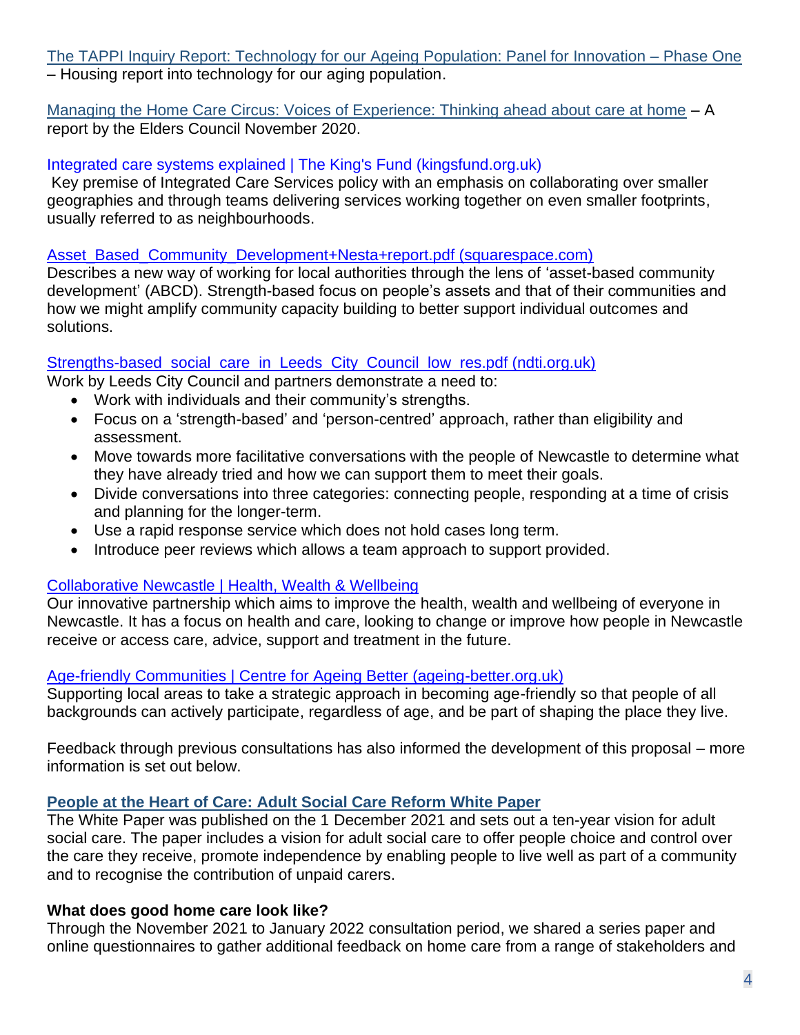The TAPPI Inquiry Report: Technology for our Ageing Population: Panel for Innovation – Phase One – Housing report into technology for our aging population.

Managing the Home Care Circus: Voices of Experience: Thinking ahead about care at home – A report by the Elders Council November 2020.

Integrated care systems explained | The King's Fund (kingsfund.org.uk)
Key premise of Integrated Care Services policy with an emphasis on collaborating over smaller geographies and through teams delivering services working together on even smaller footprints, usually referred to as neighbourhoods.

Asset_Based_Community_Development+Nesta+report.pdf (squarespace.com)
Describes a new way of working for local authorities through the lens of 'asset-based community development' (ABCD). Strength-based focus on people's assets and that of their communities and how we might amplify community capacity building to better support individual outcomes and solutions.

Strengths-based_social_care_in_Leeds_City_Council_low_res.pdf (ndti.org.uk)
Work by Leeds City Council and partners demonstrate a need to:

- Work with individuals and their community's strengths.
- Focus on a 'strength-based' and 'person-centred' approach, rather than eligibility and assessment.
- Move towards more facilitative conversations with the people of Newcastle to determine what they have already tried and how we can support them to meet their goals.
- Divide conversations into three categories: connecting people, responding at a time of crisis and planning for the longer-term.
- Use a rapid response service which does not hold cases long term.
- Introduce peer reviews which allows a team approach to support provided.

Collaborative Newcastle | Health, Wealth & Wellbeing
Our innovative partnership which aims to improve the health, wealth and wellbeing of everyone in Newcastle. It has a focus on health and care, looking to change or improve how people in Newcastle receive or access care, advice, support and treatment in the future.

Age-friendly Communities | Centre for Ageing Better (ageing-better.org.uk)
Supporting local areas to take a strategic approach in becoming age-friendly so that people of all backgrounds can actively participate, regardless of age, and be part of shaping the place they live.

Feedback through previous consultations has also informed the development of this proposal – more information is set out below.

**People at the Heart of Care: Adult Social Care Reform White Paper**
The White Paper was published on the 1 December 2021 and sets out a ten-year vision for adult social care. The paper includes a vision for adult social care to offer people choice and control over the care they receive, promote independence by enabling people to live well as part of a community and to recognise the contribution of unpaid carers.

**What does good home care look like?**
Through the November 2021 to January 2022 consultation period, we shared a series paper and online questionnaires to gather additional feedback on home care from a range of stakeholders and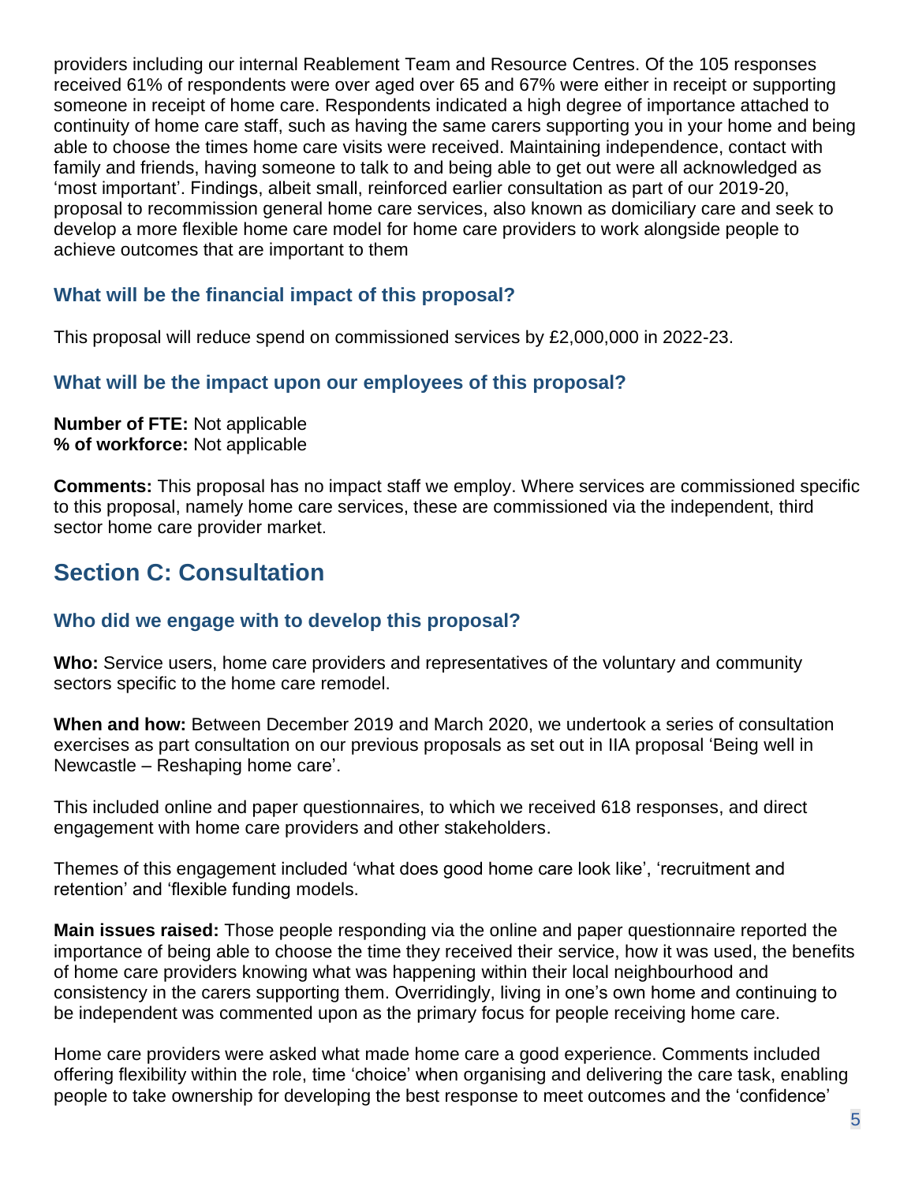providers including our internal Reablement Team and Resource Centres. Of the 105 responses received 61% of respondents were over aged over 65 and 67% were either in receipt or supporting someone in receipt of home care. Respondents indicated a high degree of importance attached to continuity of home care staff, such as having the same carers supporting you in your home and being able to choose the times home care visits were received. Maintaining independence, contact with family and friends, having someone to talk to and being able to get out were all acknowledged as 'most important'. Findings, albeit small, reinforced earlier consultation as part of our 2019-20, proposal to recommission general home care services, also known as domiciliary care and seek to develop a more flexible home care model for home care providers to work alongside people to achieve outcomes that are important to them

### What will be the financial impact of this proposal?

This proposal will reduce spend on commissioned services by £2,000,000 in 2022-23.

### What will be the impact upon our employees of this proposal?

**Number of FTE:** Not applicable
**% of workforce:** Not applicable

**Comments:** This proposal has no impact staff we employ. Where services are commissioned specific to this proposal, namely home care services, these are commissioned via the independent, third sector home care provider market.

## Section C: Consultation

### Who did we engage with to develop this proposal?

**Who:** Service users, home care providers and representatives of the voluntary and community sectors specific to the home care remodel.

**When and how:** Between December 2019 and March 2020, we undertook a series of consultation exercises as part consultation on our previous proposals as set out in IIA proposal 'Being well in Newcastle – Reshaping home care'.

This included online and paper questionnaires, to which we received 618 responses, and direct engagement with home care providers and other stakeholders.

Themes of this engagement included 'what does good home care look like', 'recruitment and retention' and 'flexible funding models.

**Main issues raised:** Those people responding via the online and paper questionnaire reported the importance of being able to choose the time they received their service, how it was used, the benefits of home care providers knowing what was happening within their local neighbourhood and consistency in the carers supporting them. Overridingly, living in one's own home and continuing to be independent was commented upon as the primary focus for people receiving home care.

Home care providers were asked what made home care a good experience. Comments included offering flexibility within the role, time 'choice' when organising and delivering the care task, enabling people to take ownership for developing the best response to meet outcomes and the 'confidence'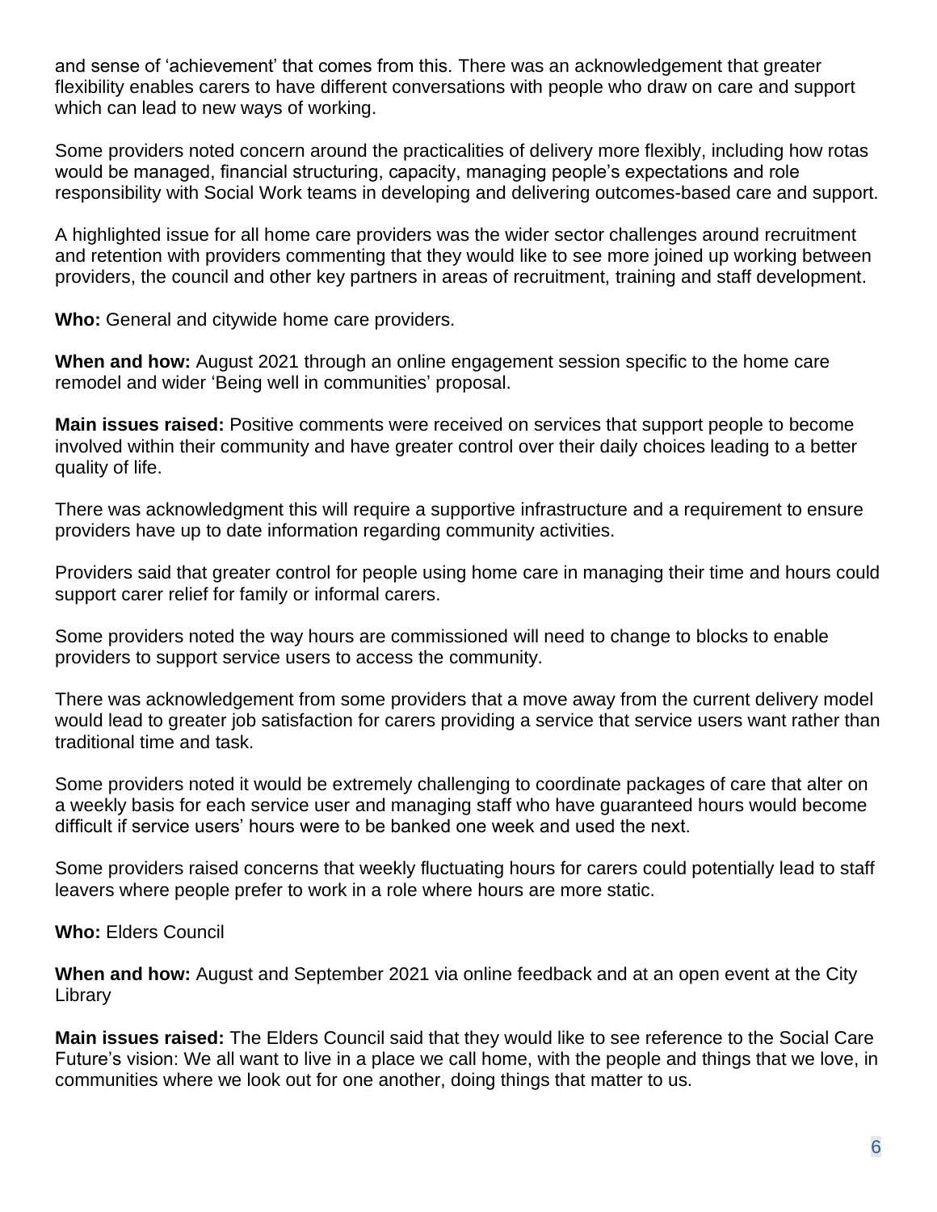and sense of 'achievement' that comes from this. There was an acknowledgement that greater flexibility enables carers to have different conversations with people who draw on care and support which can lead to new ways of working.

Some providers noted concern around the practicalities of delivery more flexibly, including how rotas would be managed, financial structuring, capacity, managing people's expectations and role responsibility with Social Work teams in developing and delivering outcomes-based care and support.

A highlighted issue for all home care providers was the wider sector challenges around recruitment and retention with providers commenting that they would like to see more joined up working between providers, the council and other key partners in areas of recruitment, training and staff development.

**Who:** General and citywide home care providers.

**When and how:** August 2021 through an online engagement session specific to the home care remodel and wider 'Being well in communities' proposal.

**Main issues raised:** Positive comments were received on services that support people to become involved within their community and have greater control over their daily choices leading to a better quality of life.

There was acknowledgment this will require a supportive infrastructure and a requirement to ensure providers have up to date information regarding community activities.

Providers said that greater control for people using home care in managing their time and hours could support carer relief for family or informal carers.

Some providers noted the way hours are commissioned will need to change to blocks to enable providers to support service users to access the community.

There was acknowledgement from some providers that a move away from the current delivery model would lead to greater job satisfaction for carers providing a service that service users want rather than traditional time and task.

Some providers noted it would be extremely challenging to coordinate packages of care that alter on a weekly basis for each service user and managing staff who have guaranteed hours would become difficult if service users' hours were to be banked one week and used the next.

Some providers raised concerns that weekly fluctuating hours for carers could potentially lead to staff leavers where people prefer to work in a role where hours are more static.

**Who:** Elders Council

**When and how:** August and September 2021 via online feedback and at an open event at the City Library

**Main issues raised:** The Elders Council said that they would like to see reference to the Social Care Future's vision: We all want to live in a place we call home, with the people and things that we love, in communities where we look out for one another, doing things that matter to us.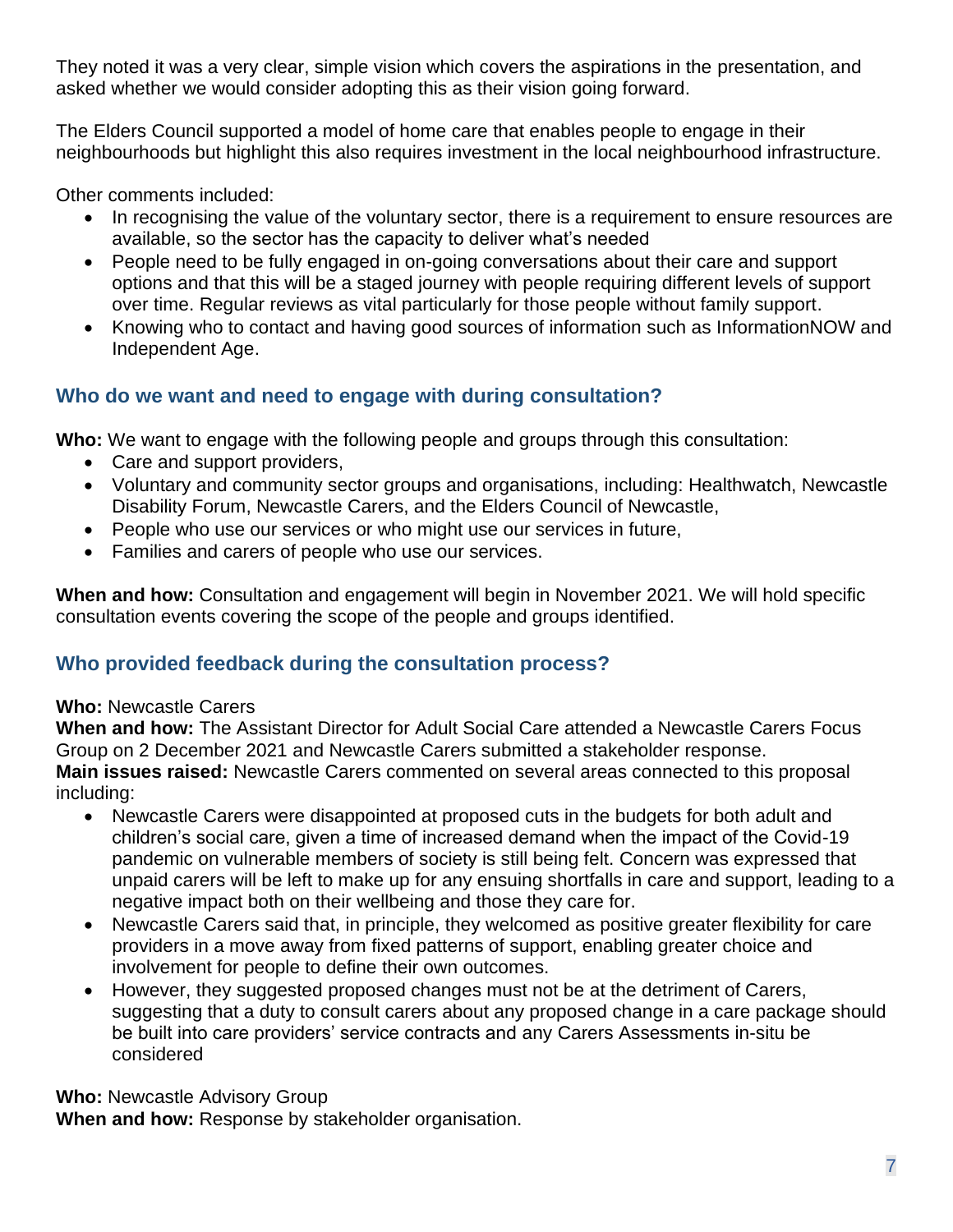They noted it was a very clear, simple vision which covers the aspirations in the presentation, and asked whether we would consider adopting this as their vision going forward.

The Elders Council supported a model of home care that enables people to engage in their neighbourhoods but highlight this also requires investment in the local neighbourhood infrastructure.

Other comments included:

- In recognising the value of the voluntary sector, there is a requirement to ensure resources are available, so the sector has the capacity to deliver what's needed
- People need to be fully engaged in on-going conversations about their care and support options and that this will be a staged journey with people requiring different levels of support over time. Regular reviews as vital particularly for those people without family support.
- Knowing who to contact and having good sources of information such as InformationNOW and Independent Age.

## Who do we want and need to engage with during consultation?

**Who:** We want to engage with the following people and groups through this consultation:

- Care and support providers,
- Voluntary and community sector groups and organisations, including: Healthwatch, Newcastle Disability Forum, Newcastle Carers, and the Elders Council of Newcastle,
- People who use our services or who might use our services in future,
- Families and carers of people who use our services.

**When and how:** Consultation and engagement will begin in November 2021. We will hold specific consultation events covering the scope of the people and groups identified.

## Who provided feedback during the consultation process?

**Who:** Newcastle Carers
**When and how:** The Assistant Director for Adult Social Care attended a Newcastle Carers Focus Group on 2 December 2021 and Newcastle Carers submitted a stakeholder response.
**Main issues raised:** Newcastle Carers commented on several areas connected to this proposal including:

- Newcastle Carers were disappointed at proposed cuts in the budgets for both adult and children's social care, given a time of increased demand when the impact of the Covid-19 pandemic on vulnerable members of society is still being felt. Concern was expressed that unpaid carers will be left to make up for any ensuing shortfalls in care and support, leading to a negative impact both on their wellbeing and those they care for.
- Newcastle Carers said that, in principle, they welcomed as positive greater flexibility for care providers in a move away from fixed patterns of support, enabling greater choice and involvement for people to define their own outcomes.
- However, they suggested proposed changes must not be at the detriment of Carers, suggesting that a duty to consult carers about any proposed change in a care package should be built into care providers' service contracts and any Carers Assessments in-situ be considered

**Who:** Newcastle Advisory Group
**When and how:** Response by stakeholder organisation.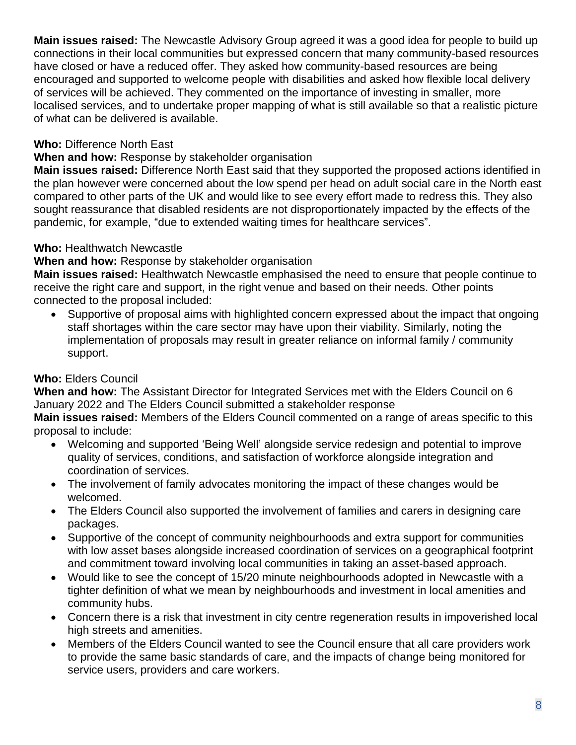**Main issues raised:** The Newcastle Advisory Group agreed it was a good idea for people to build up connections in their local communities but expressed concern that many community-based resources have closed or have a reduced offer. They asked how community-based resources are being encouraged and supported to welcome people with disabilities and asked how flexible local delivery of services will be achieved. They commented on the importance of investing in smaller, more localised services, and to undertake proper mapping of what is still available so that a realistic picture of what can be delivered is available.

**Who:** Difference North East
**When and how:** Response by stakeholder organisation
**Main issues raised:** Difference North East said that they supported the proposed actions identified in the plan however were concerned about the low spend per head on adult social care in the North east compared to other parts of the UK and would like to see every effort made to redress this. They also sought reassurance that disabled residents are not disproportionately impacted by the effects of the pandemic, for example, "due to extended waiting times for healthcare services".

**Who:** Healthwatch Newcastle
**When and how:** Response by stakeholder organisation
**Main issues raised:** Healthwatch Newcastle emphasised the need to ensure that people continue to receive the right care and support, in the right venue and based on their needs. Other points connected to the proposal included:

- Supportive of proposal aims with highlighted concern expressed about the impact that ongoing staff shortages within the care sector may have upon their viability. Similarly, noting the implementation of proposals may result in greater reliance on informal family / community support.

**Who:** Elders Council
**When and how:** The Assistant Director for Integrated Services met with the Elders Council on 6 January 2022 and The Elders Council submitted a stakeholder response
**Main issues raised:** Members of the Elders Council commented on a range of areas specific to this proposal to include:

- Welcoming and supported 'Being Well' alongside service redesign and potential to improve quality of services, conditions, and satisfaction of workforce alongside integration and coordination of services.
- The involvement of family advocates monitoring the impact of these changes would be welcomed.
- The Elders Council also supported the involvement of families and carers in designing care packages.
- Supportive of the concept of community neighbourhoods and extra support for communities with low asset bases alongside increased coordination of services on a geographical footprint and commitment toward involving local communities in taking an asset-based approach.
- Would like to see the concept of 15/20 minute neighbourhoods adopted in Newcastle with a tighter definition of what we mean by neighbourhoods and investment in local amenities and community hubs.
- Concern there is a risk that investment in city centre regeneration results in impoverished local high streets and amenities.
- Members of the Elders Council wanted to see the Council ensure that all care providers work to provide the same basic standards of care, and the impacts of change being monitored for service users, providers and care workers.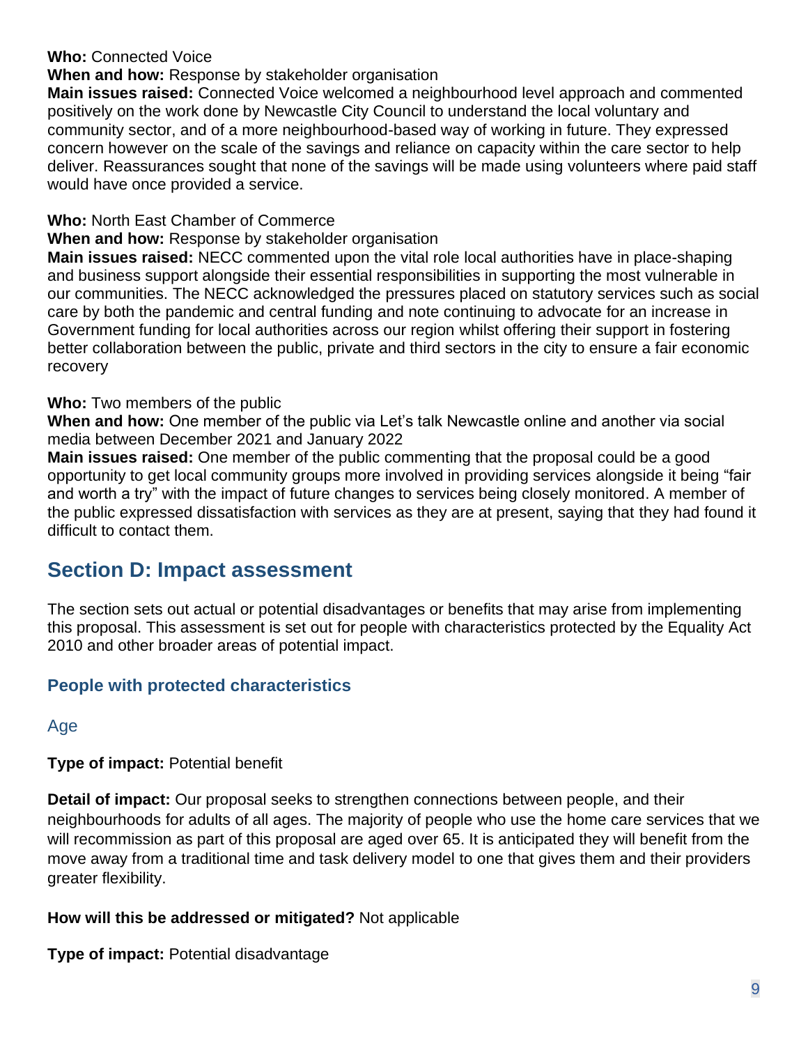**Who:** Connected Voice

**When and how:** Response by stakeholder organisation

**Main issues raised:** Connected Voice welcomed a neighbourhood level approach and commented positively on the work done by Newcastle City Council to understand the local voluntary and community sector, and of a more neighbourhood-based way of working in future. They expressed concern however on the scale of the savings and reliance on capacity within the care sector to help deliver. Reassurances sought that none of the savings will be made using volunteers where paid staff would have once provided a service.

**Who:** North East Chamber of Commerce

**When and how:** Response by stakeholder organisation

**Main issues raised:** NECC commented upon the vital role local authorities have in place-shaping and business support alongside their essential responsibilities in supporting the most vulnerable in our communities. The NECC acknowledged the pressures placed on statutory services such as social care by both the pandemic and central funding and note continuing to advocate for an increase in Government funding for local authorities across our region whilst offering their support in fostering better collaboration between the public, private and third sectors in the city to ensure a fair economic recovery

**Who:** Two members of the public

**When and how:** One member of the public via Let's talk Newcastle online and another via social media between December 2021 and January 2022

**Main issues raised:** One member of the public commenting that the proposal could be a good opportunity to get local community groups more involved in providing services alongside it being "fair and worth a try" with the impact of future changes to services being closely monitored. A member of the public expressed dissatisfaction with services as they are at present, saying that they had found it difficult to contact them.

## Section D: Impact assessment

The section sets out actual or potential disadvantages or benefits that may arise from implementing this proposal. This assessment is set out for people with characteristics protected by the Equality Act 2010 and other broader areas of potential impact.

### People with protected characteristics

#### Age

**Type of impact:** Potential benefit

**Detail of impact:** Our proposal seeks to strengthen connections between people, and their neighbourhoods for adults of all ages. The majority of people who use the home care services that we will recommission as part of this proposal are aged over 65. It is anticipated they will benefit from the move away from a traditional time and task delivery model to one that gives them and their providers greater flexibility.

**How will this be addressed or mitigated?** Not applicable

**Type of impact:** Potential disadvantage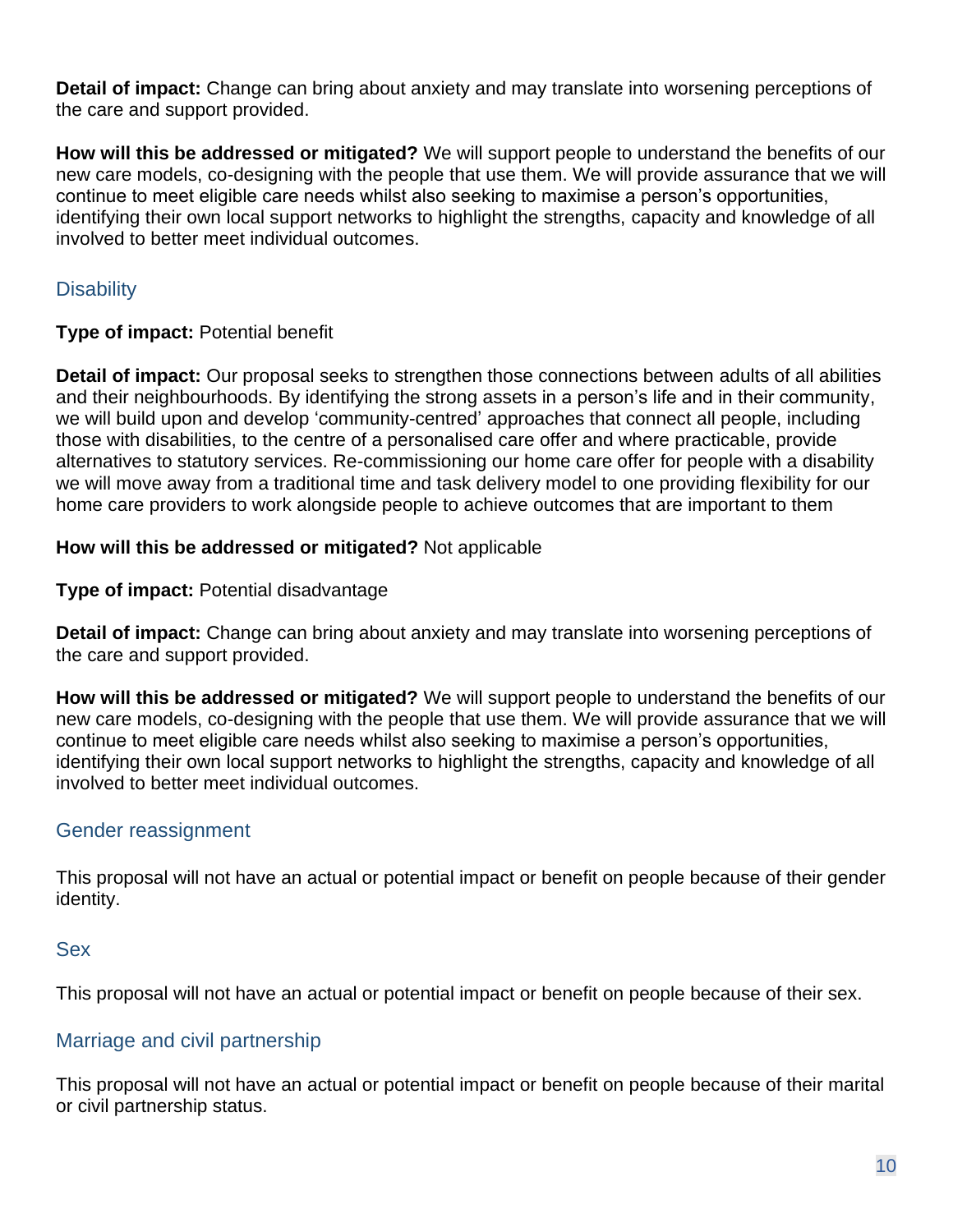**Detail of impact:** Change can bring about anxiety and may translate into worsening perceptions of the care and support provided.

**How will this be addressed or mitigated?** We will support people to understand the benefits of our new care models, co-designing with the people that use them. We will provide assurance that we will continue to meet eligible care needs whilst also seeking to maximise a person's opportunities, identifying their own local support networks to highlight the strengths, capacity and knowledge of all involved to better meet individual outcomes.

### Disability

**Type of impact:** Potential benefit

**Detail of impact:** Our proposal seeks to strengthen those connections between adults of all abilities and their neighbourhoods. By identifying the strong assets in a person's life and in their community, we will build upon and develop 'community-centred' approaches that connect all people, including those with disabilities, to the centre of a personalised care offer and where practicable, provide alternatives to statutory services. Re-commissioning our home care offer for people with a disability we will move away from a traditional time and task delivery model to one providing flexibility for our home care providers to work alongside people to achieve outcomes that are important to them

**How will this be addressed or mitigated?** Not applicable

**Type of impact:** Potential disadvantage

**Detail of impact:** Change can bring about anxiety and may translate into worsening perceptions of the care and support provided.

**How will this be addressed or mitigated?** We will support people to understand the benefits of our new care models, co-designing with the people that use them. We will provide assurance that we will continue to meet eligible care needs whilst also seeking to maximise a person's opportunities, identifying their own local support networks to highlight the strengths, capacity and knowledge of all involved to better meet individual outcomes.

### Gender reassignment

This proposal will not have an actual or potential impact or benefit on people because of their gender identity.

### Sex

This proposal will not have an actual or potential impact or benefit on people because of their sex.

### Marriage and civil partnership

This proposal will not have an actual or potential impact or benefit on people because of their marital or civil partnership status.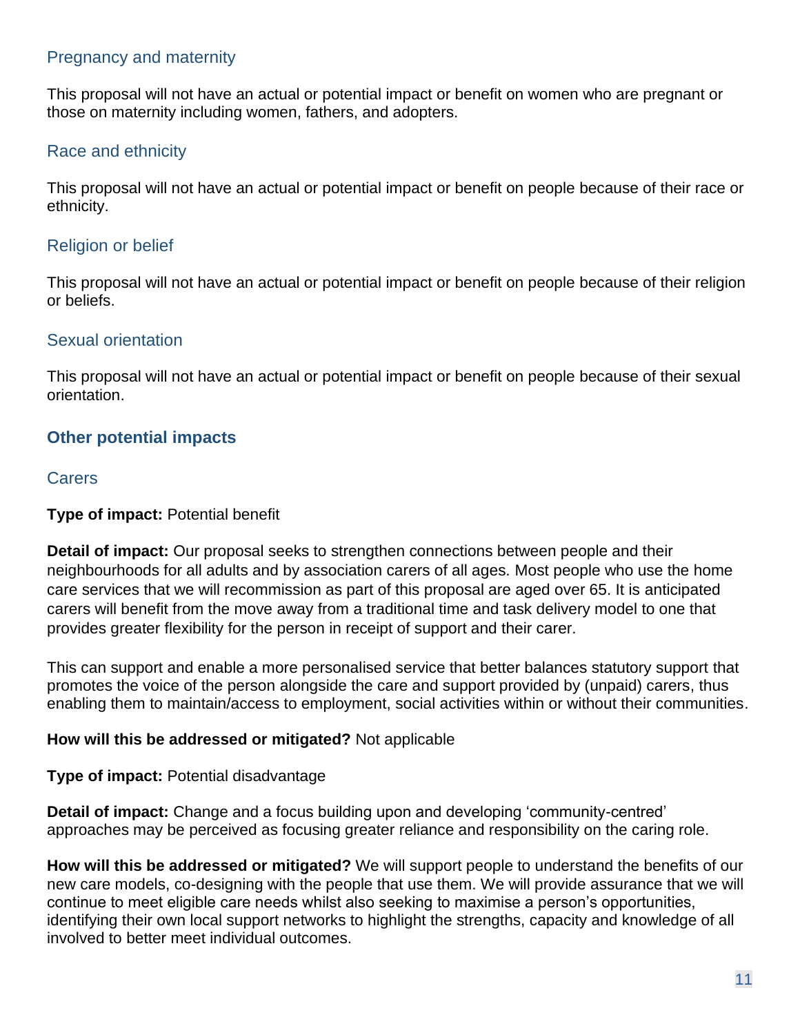### Pregnancy and maternity

This proposal will not have an actual or potential impact or benefit on women who are pregnant or those on maternity including women, fathers, and adopters.

### Race and ethnicity

This proposal will not have an actual or potential impact or benefit on people because of their race or ethnicity.

### Religion or belief

This proposal will not have an actual or potential impact or benefit on people because of their religion or beliefs.

### Sexual orientation

This proposal will not have an actual or potential impact or benefit on people because of their sexual orientation.

## Other potential impacts

### Carers

**Type of impact:** Potential benefit

**Detail of impact:** Our proposal seeks to strengthen connections between people and their neighbourhoods for all adults and by association carers of all ages. Most people who use the home care services that we will recommission as part of this proposal are aged over 65. It is anticipated carers will benefit from the move away from a traditional time and task delivery model to one that provides greater flexibility for the person in receipt of support and their carer.

This can support and enable a more personalised service that better balances statutory support that promotes the voice of the person alongside the care and support provided by (unpaid) carers, thus enabling them to maintain/access to employment, social activities within or without their communities.

**How will this be addressed or mitigated?** Not applicable

**Type of impact:** Potential disadvantage

**Detail of impact:** Change and a focus building upon and developing 'community-centred' approaches may be perceived as focusing greater reliance and responsibility on the caring role.

**How will this be addressed or mitigated?** We will support people to understand the benefits of our new care models, co-designing with the people that use them. We will provide assurance that we will continue to meet eligible care needs whilst also seeking to maximise a person's opportunities, identifying their own local support networks to highlight the strengths, capacity and knowledge of all involved to better meet individual outcomes.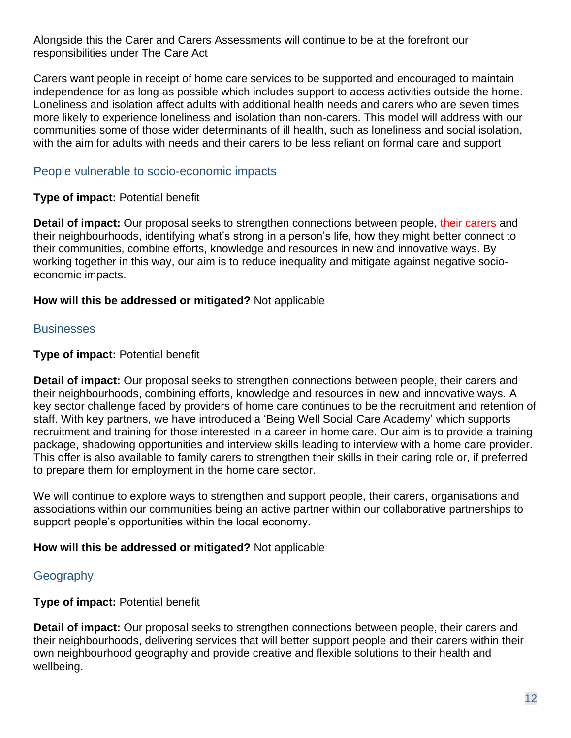Alongside this the Carer and Carers Assessments will continue to be at the forefront our responsibilities under The Care Act

Carers want people in receipt of home care services to be supported and encouraged to maintain independence for as long as possible which includes support to access activities outside the home. Loneliness and isolation affect adults with additional health needs and carers who are seven times more likely to experience loneliness and isolation than non-carers. This model will address with our communities some of those wider determinants of ill health, such as loneliness and social isolation, with the aim for adults with needs and their carers to be less reliant on formal care and support

## People vulnerable to socio-economic impacts

**Type of impact:** Potential benefit

**Detail of impact:** Our proposal seeks to strengthen connections between people, their carers and their neighbourhoods, identifying what's strong in a person's life, how they might better connect to their communities, combine efforts, knowledge and resources in new and innovative ways. By working together in this way, our aim is to reduce inequality and mitigate against negative socio-economic impacts.

**How will this be addressed or mitigated?** Not applicable

## Businesses

**Type of impact:** Potential benefit

**Detail of impact:** Our proposal seeks to strengthen connections between people, their carers and their neighbourhoods, combining efforts, knowledge and resources in new and innovative ways. A key sector challenge faced by providers of home care continues to be the recruitment and retention of staff. With key partners, we have introduced a 'Being Well Social Care Academy' which supports recruitment and training for those interested in a career in home care. Our aim is to provide a training package, shadowing opportunities and interview skills leading to interview with a home care provider. This offer is also available to family carers to strengthen their skills in their caring role or, if preferred to prepare them for employment in the home care sector.

We will continue to explore ways to strengthen and support people, their carers, organisations and associations within our communities being an active partner within our collaborative partnerships to support people's opportunities within the local economy.

**How will this be addressed or mitigated?** Not applicable

## Geography

**Type of impact:** Potential benefit

**Detail of impact:** Our proposal seeks to strengthen connections between people, their carers and their neighbourhoods, delivering services that will better support people and their carers within their own neighbourhood geography and provide creative and flexible solutions to their health and wellbeing.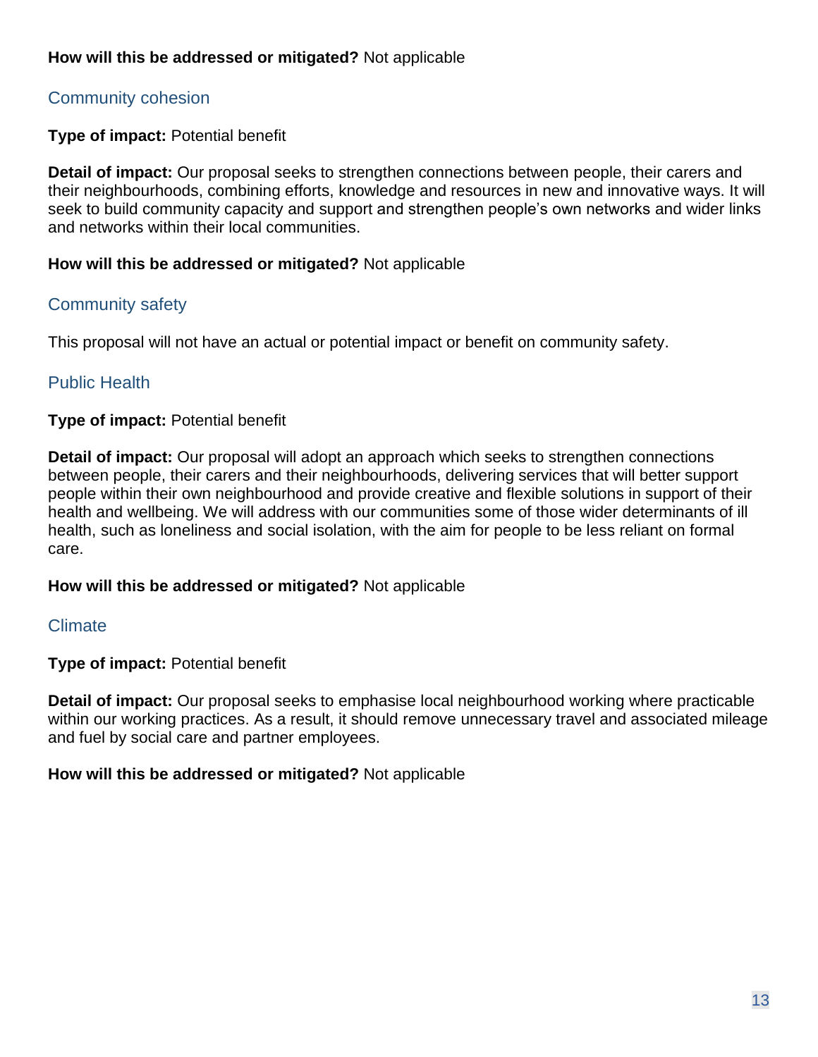**How will this be addressed or mitigated?** Not applicable

### Community cohesion

**Type of impact:** Potential benefit

**Detail of impact:** Our proposal seeks to strengthen connections between people, their carers and their neighbourhoods, combining efforts, knowledge and resources in new and innovative ways. It will seek to build community capacity and support and strengthen people's own networks and wider links and networks within their local communities.

**How will this be addressed or mitigated?** Not applicable

### Community safety

This proposal will not have an actual or potential impact or benefit on community safety.

### Public Health

**Type of impact:** Potential benefit

**Detail of impact:** Our proposal will adopt an approach which seeks to strengthen connections between people, their carers and their neighbourhoods, delivering services that will better support people within their own neighbourhood and provide creative and flexible solutions in support of their health and wellbeing. We will address with our communities some of those wider determinants of ill health, such as loneliness and social isolation, with the aim for people to be less reliant on formal care.

**How will this be addressed or mitigated?** Not applicable

### Climate

**Type of impact:** Potential benefit

**Detail of impact:** Our proposal seeks to emphasise local neighbourhood working where practicable within our working practices. As a result, it should remove unnecessary travel and associated mileage and fuel by social care and partner employees.

**How will this be addressed or mitigated?** Not applicable